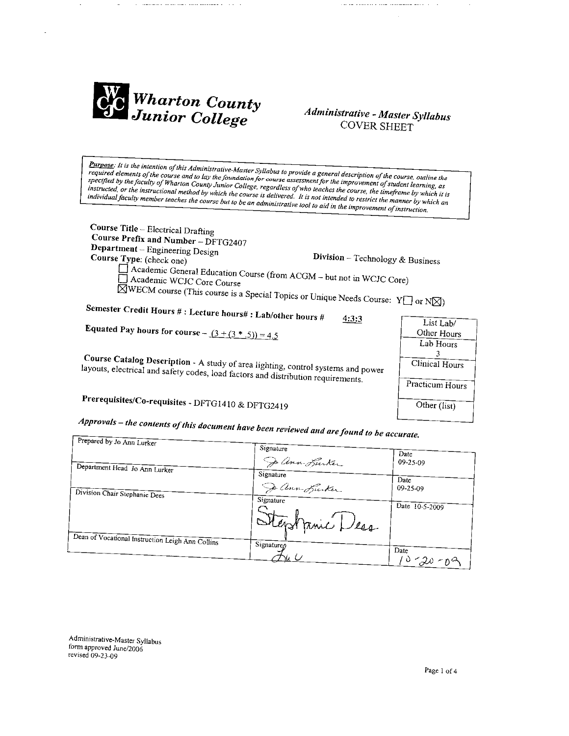# Wharton County Junior College

## *Administrative - Master Syllabus*
## COVER SHEET

***Purpose**: It is the intention of this Administrative-Master Syllabus to provide a general description of the course, outline the required elements of the course and to lay the foundation for course assessment for the improvement of student learning, as specified by the faculty of Wharton County Junior College, regardless of who teaches the course, the timeframe by which it is instructed, or the instructional method by which the course is delivered. It is not intended to restrict the manner by which an individual faculty member teaches the course but to be an administrative tool to aid in the improvement of instruction.*

**Course Title** – Electrical Drafting
**Course Prefix and Number** – DFTG2407
**Department** – Engineering Design
**Division** – Technology & Business
**Course Type**: (check one)

- ☐ Academic General Education Course (from ACGM – but not in WCJC Core)
- ☐ Academic WCJC Core Course
- ☒ WECM course (This course is a Special Topics or Unique Needs Course: Y☐ or N☒)

**Semester Credit Hours # : Lecture hours# : Lab/other hours #** 4:3:3

**Equated Pay hours for course** – (3 + (3 * .5)) = 4.5

| List Lab/ Other Hours |
|---|
| Lab Hours 3 |
| Clinical Hours |
| Practicum Hours |
| Other (list) |

**Course Catalog Description** - A study of area lighting, control systems and power layouts, electrical and safety codes, load factors and distribution requirements.

**Prerequisites/Co-requisites** - DFTG1410 & DFTG2419

***Approvals – the contents of this document have been reviewed and are found to be accurate.***

| | | |
|---|---|---|
| Prepared by Jo Ann Lurker | Signature Jo Ann Lurker | Date 09-25-09 |
| Department Head Jo Ann Lurker | Signature Jo Ann Lurker | Date 09-25-09 |
| Division Chair Stephanie Dees | Signature Stephanie Dees | Date 10-5-2009 |
| Dean of Vocational Instruction Leigh Ann Collins | Signature LC | Date 10-20-09 |

Administrative-Master Syllabus
form approved June/2006
revised 09-23-09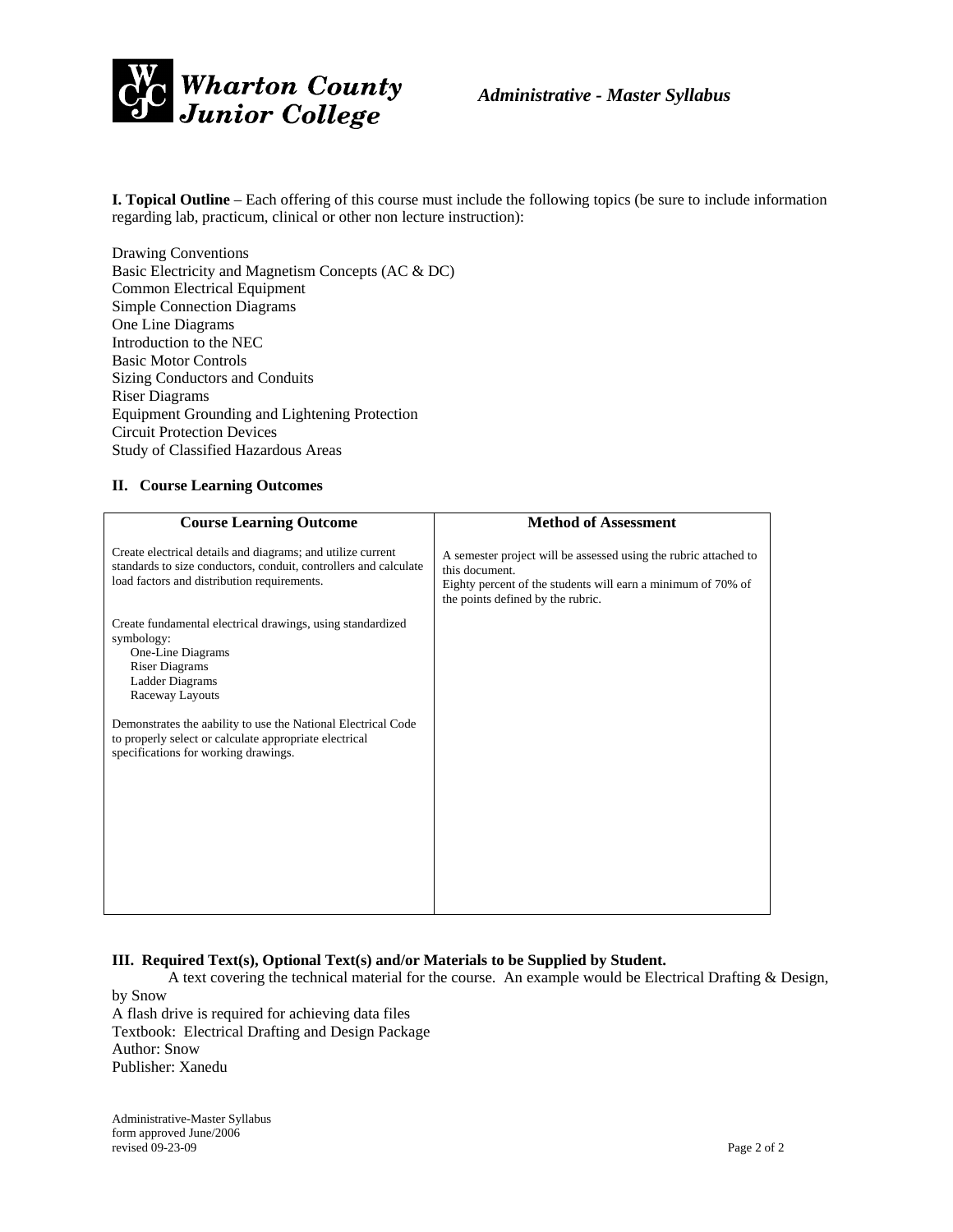**I. Topical Outline** – Each offering of this course must include the following topics (be sure to include information regarding lab, practicum, clinical or other non lecture instruction):

Drawing Conventions
Basic Electricity and Magnetism Concepts (AC & DC)
Common Electrical Equipment
Simple Connection Diagrams
One Line Diagrams
Introduction to the NEC
Basic Motor Controls
Sizing Conductors and Conduits
Riser Diagrams
Equipment Grounding and Lightening Protection
Circuit Protection Devices
Study of Classified Hazardous Areas

## II. Course Learning Outcomes

| Course Learning Outcome | Method of Assessment |
|---|---|
| Create electrical details and diagrams; and utilize current standards to size conductors, conduit, controllers and calculate load factors and distribution requirements.<br><br>Create fundamental electrical drawings, using standardized symbology:<br>One-Line Diagrams<br>Riser Diagrams<br>Ladder Diagrams<br>Raceway Layouts<br><br>Demonstrates the aability to use the National Electrical Code to properly select or calculate appropriate electrical specifications for working drawings. | A semester project will be assessed using the rubric attached to this document.<br>Eighty percent of the students will earn a minimum of 70% of the points defined by the rubric. |

## III. Required Text(s), Optional Text(s) and/or Materials to be Supplied by Student.

A text covering the technical material for the course. An example would be Electrical Drafting & Design, by Snow
A flash drive is required for achieving data files
Textbook: Electrical Drafting and Design Package
Author: Snow
Publisher: Xanedu

Administrative-Master Syllabus
form approved June/2006
revised 09-23-09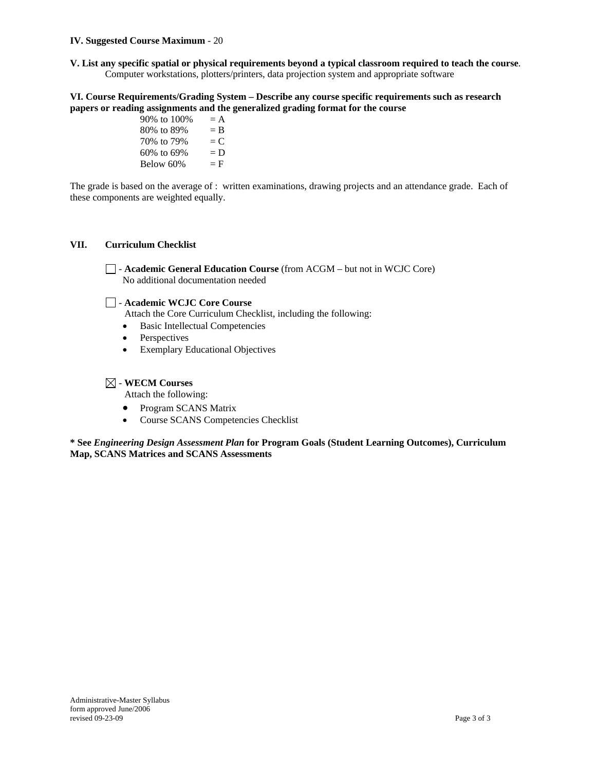**IV. Suggested Course Maximum** - 20

**V. List any specific spatial or physical requirements beyond a typical classroom required to teach the course**.
Computer workstations, plotters/printers, data projection system and appropriate software

**VI. Course Requirements/Grading System – Describe any course specific requirements such as research papers or reading assignments and the generalized grading format for the course**

| | |
|---|---|
| 90% to 100% | = A |
| 80% to 89% | = B |
| 70% to 79% | = C |
| 60% to 69% | = D |
| Below 60% | = F |

The grade is based on the average of : written examinations, drawing projects and an attendance grade. Each of these components are weighted equally.

**VII. Curriculum Checklist**

☐ - **Academic General Education Course** (from ACGM – but not in WCJC Core)
No additional documentation needed

☐ - **Academic WCJC Core Course**
Attach the Core Curriculum Checklist, including the following:

- Basic Intellectual Competencies
- Perspectives
- Exemplary Educational Objectives

☒ - **WECM Courses**
Attach the following:

- Program SCANS Matrix
- Course SCANS Competencies Checklist

**\* See *Engineering Design Assessment Plan* for Program Goals (Student Learning Outcomes), Curriculum Map, SCANS Matrices and SCANS Assessments**

Administrative-Master Syllabus
form approved June/2006
revised 09-23-09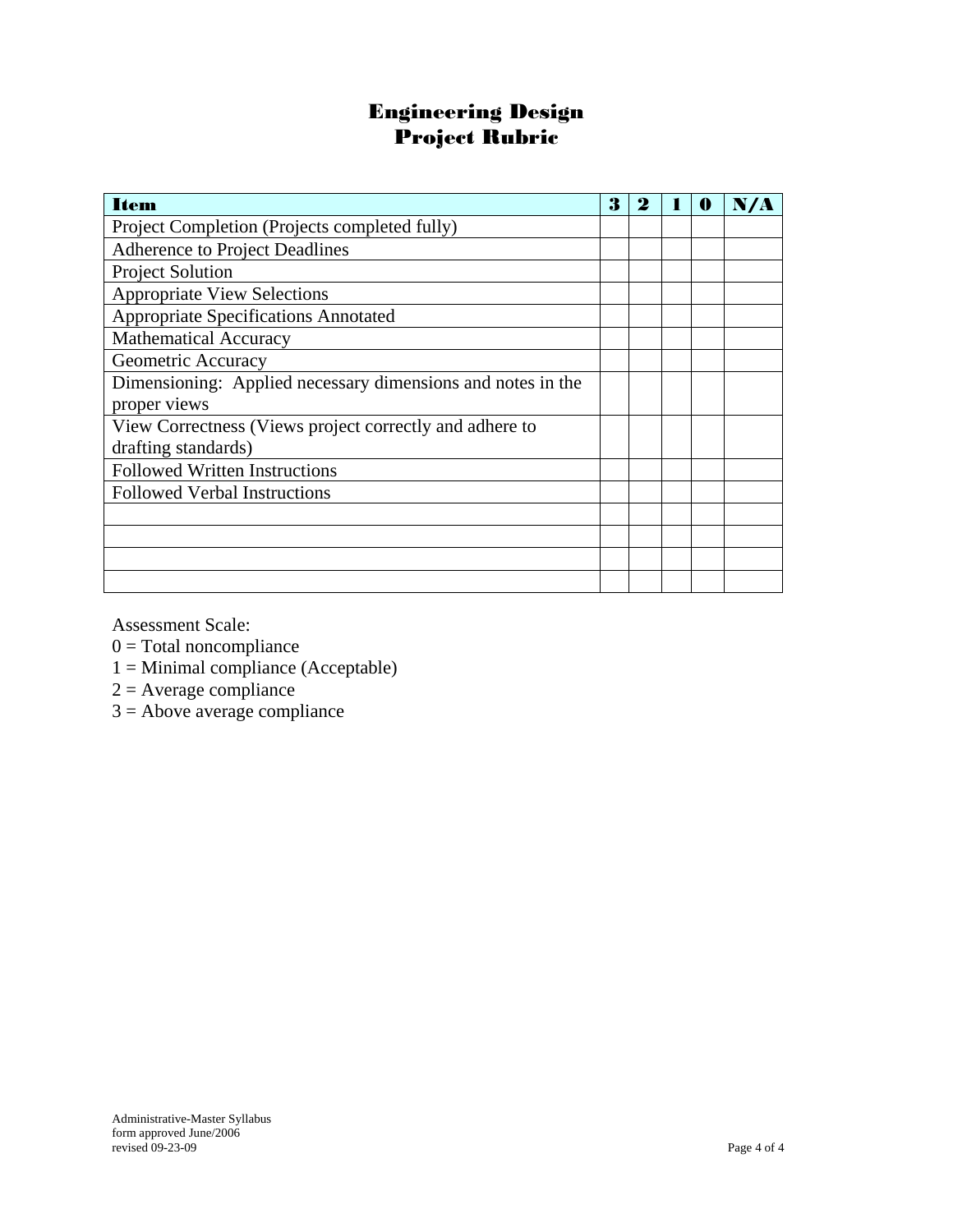# Engineering Design
# Project Rubric

| Item | 3 | 2 | 1 | 0 | N/A |
|---|---|---|---|---|---|
| Project Completion (Projects completed fully) | | | | | |
| Adherence to Project Deadlines | | | | | |
| Project Solution | | | | | |
| Appropriate View Selections | | | | | |
| Appropriate Specifications Annotated | | | | | |
| Mathematical Accuracy | | | | | |
| Geometric Accuracy | | | | | |
| Dimensioning: Applied necessary dimensions and notes in the proper views | | | | | |
| View Correctness (Views project correctly and adhere to drafting standards) | | | | | |
| Followed Written Instructions | | | | | |
| Followed Verbal Instructions | | | | | |
| | | | | | |
| | | | | | |
| | | | | | |
| | | | | | |

Assessment Scale:
0 = Total noncompliance
1 = Minimal compliance (Acceptable)
2 = Average compliance
3 = Above average compliance

Administrative-Master Syllabus
form approved June/2006
revised 09-23-09